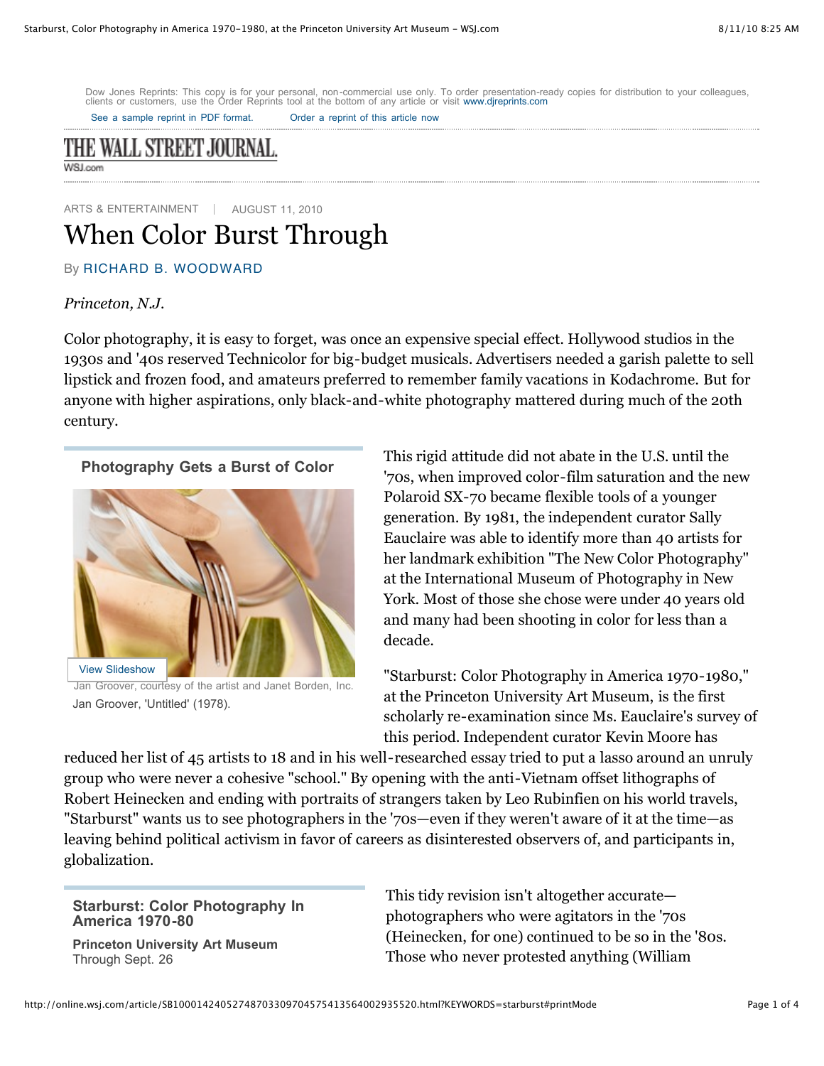Dow Jones Reprints: This copy is for your personal, non-commercial use only. To order presentation-ready copies for distribution to your colleagues, clients or customers, use the Order Reprints tool at the bottom of any article or visit www.djreprints.com

See a sample reprint in PDF format. Order a reprint of this article now

THE WALL STREET JOURNAL.
WSJ.com

ARTS & ENTERTAINMENT | AUGUST 11, 2010

# When Color Burst Through

By RICHARD B. WOODWARD

*Princeton, N.J.*

Color photography, it is easy to forget, was once an expensive special effect. Hollywood studios in the 1930s and '40s reserved Technicolor for big-budget musicals. Advertisers needed a garish palette to sell lipstick and frozen food, and amateurs preferred to remember family vacations in Kodachrome. But for anyone with higher aspirations, only black-and-white photography mattered during much of the 20th century.

**Photography Gets a Burst of Color**

View Slideshow

Jan Groover, courtesy of the artist and Janet Borden, Inc.
Jan Groover, 'Untitled' (1978).

This rigid attitude did not abate in the U.S. until the '70s, when improved color-film saturation and the new Polaroid SX-70 became flexible tools of a younger generation. By 1981, the independent curator Sally Eauclaire was able to identify more than 40 artists for her landmark exhibition "The New Color Photography" at the International Museum of Photography in New York. Most of those she chose were under 40 years old and many had been shooting in color for less than a decade.

"Starburst: Color Photography in America 1970-1980," at the Princeton University Art Museum, is the first scholarly re-examination since Ms. Eauclaire's survey of this period. Independent curator Kevin Moore has reduced her list of 45 artists to 18 and in his well-researched essay tried to put a lasso around an unruly group who were never a cohesive "school." By opening with the anti-Vietnam offset lithographs of Robert Heinecken and ending with portraits of strangers taken by Leo Rubinfien on his world travels, "Starburst" wants us to see photographers in the '70s—even if they weren't aware of it at the time—as leaving behind political activism in favor of careers as disinterested observers of, and participants in, globalization.

**Starburst: Color Photography In America 1970-80**

**Princeton University Art Museum**
Through Sept. 26

This tidy revision isn't altogether accurate—photographers who were agitators in the '70s (Heinecken, for one) continued to be so in the '80s. Those who never protested anything (William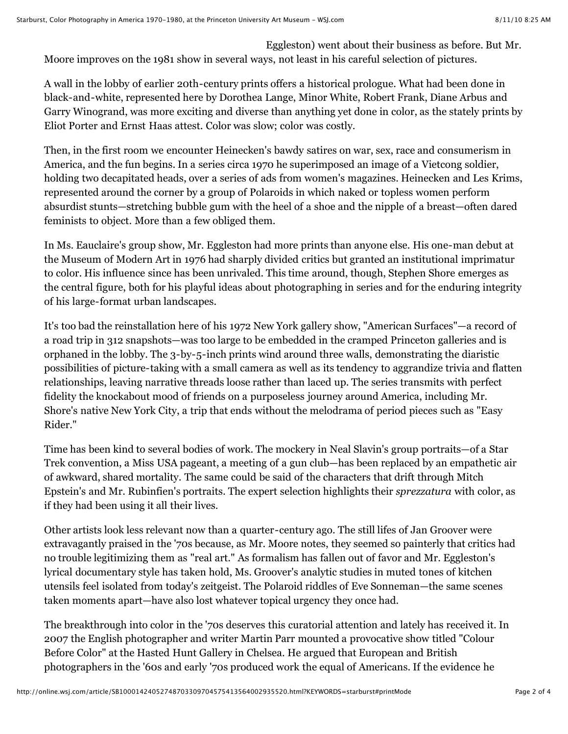Eggleston) went about their business as before. But Mr. Moore improves on the 1981 show in several ways, not least in his careful selection of pictures.

A wall in the lobby of earlier 20th-century prints offers a historical prologue. What had been done in black-and-white, represented here by Dorothea Lange, Minor White, Robert Frank, Diane Arbus and Garry Winogrand, was more exciting and diverse than anything yet done in color, as the stately prints by Eliot Porter and Ernst Haas attest. Color was slow; color was costly.

Then, in the first room we encounter Heinecken's bawdy satires on war, sex, race and consumerism in America, and the fun begins. In a series circa 1970 he superimposed an image of a Vietcong soldier, holding two decapitated heads, over a series of ads from women's magazines. Heinecken and Les Krims, represented around the corner by a group of Polaroids in which naked or topless women perform absurdist stunts—stretching bubble gum with the heel of a shoe and the nipple of a breast—often dared feminists to object. More than a few obliged them.

In Ms. Eauclaire's group show, Mr. Eggleston had more prints than anyone else. His one-man debut at the Museum of Modern Art in 1976 had sharply divided critics but granted an institutional imprimatur to color. His influence since has been unrivaled. This time around, though, Stephen Shore emerges as the central figure, both for his playful ideas about photographing in series and for the enduring integrity of his large-format urban landscapes.

It's too bad the reinstallation here of his 1972 New York gallery show, "American Surfaces"—a record of a road trip in 312 snapshots—was too large to be embedded in the cramped Princeton galleries and is orphaned in the lobby. The 3-by-5-inch prints wind around three walls, demonstrating the diaristic possibilities of picture-taking with a small camera as well as its tendency to aggrandize trivia and flatten relationships, leaving narrative threads loose rather than laced up. The series transmits with perfect fidelity the knockabout mood of friends on a purposeless journey around America, including Mr. Shore's native New York City, a trip that ends without the melodrama of period pieces such as "Easy Rider."

Time has been kind to several bodies of work. The mockery in Neal Slavin's group portraits—of a Star Trek convention, a Miss USA pageant, a meeting of a gun club—has been replaced by an empathetic air of awkward, shared mortality. The same could be said of the characters that drift through Mitch Epstein's and Mr. Rubinfien's portraits. The expert selection highlights their *sprezzatura* with color, as if they had been using it all their lives.

Other artists look less relevant now than a quarter-century ago. The still lifes of Jan Groover were extravagantly praised in the '70s because, as Mr. Moore notes, they seemed so painterly that critics had no trouble legitimizing them as "real art." As formalism has fallen out of favor and Mr. Eggleston's lyrical documentary style has taken hold, Ms. Groover's analytic studies in muted tones of kitchen utensils feel isolated from today's zeitgeist. The Polaroid riddles of Eve Sonneman—the same scenes taken moments apart—have also lost whatever topical urgency they once had.

The breakthrough into color in the '70s deserves this curatorial attention and lately has received it. In 2007 the English photographer and writer Martin Parr mounted a provocative show titled "Colour Before Color" at the Hasted Hunt Gallery in Chelsea. He argued that European and British photographers in the '60s and early '70s produced work the equal of Americans. If the evidence he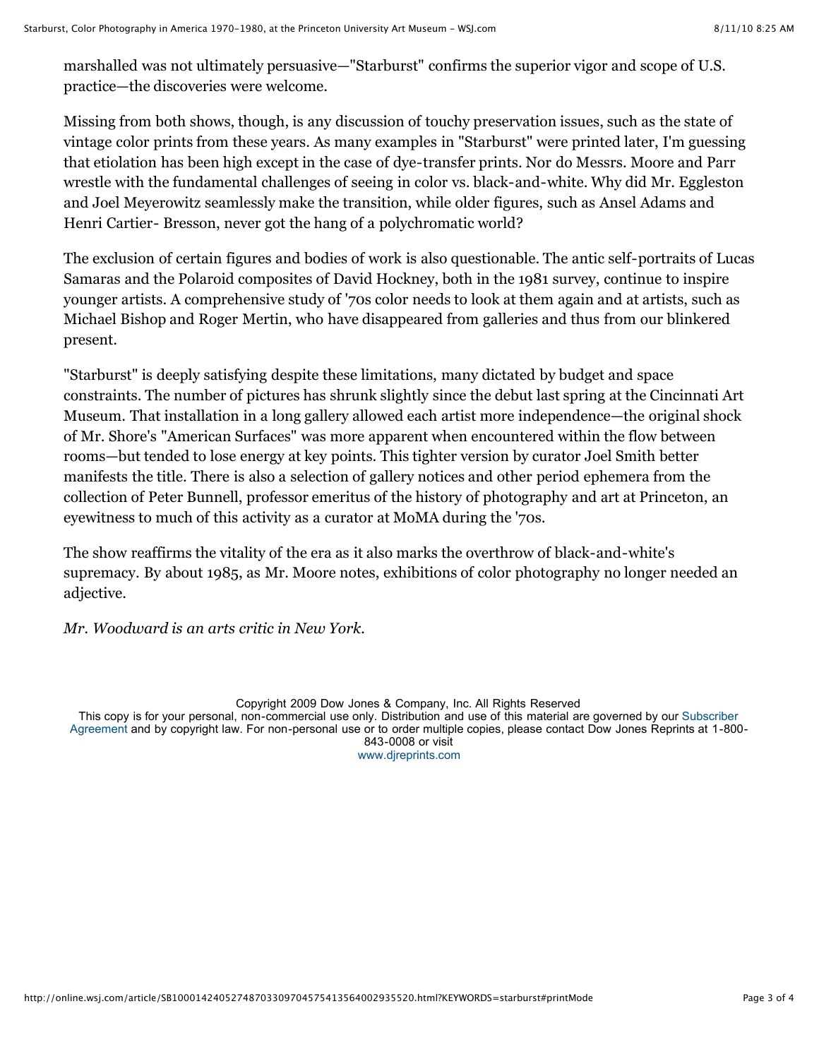marshalled was not ultimately persuasive—"Starburst" confirms the superior vigor and scope of U.S. practice—the discoveries were welcome.

Missing from both shows, though, is any discussion of touchy preservation issues, such as the state of vintage color prints from these years. As many examples in "Starburst" were printed later, I'm guessing that etiolation has been high except in the case of dye-transfer prints. Nor do Messrs. Moore and Parr wrestle with the fundamental challenges of seeing in color vs. black-and-white. Why did Mr. Eggleston and Joel Meyerowitz seamlessly make the transition, while older figures, such as Ansel Adams and Henri Cartier- Bresson, never got the hang of a polychromatic world?

The exclusion of certain figures and bodies of work is also questionable. The antic self-portraits of Lucas Samaras and the Polaroid composites of David Hockney, both in the 1981 survey, continue to inspire younger artists. A comprehensive study of '70s color needs to look at them again and at artists, such as Michael Bishop and Roger Mertin, who have disappeared from galleries and thus from our blinkered present.

"Starburst" is deeply satisfying despite these limitations, many dictated by budget and space constraints. The number of pictures has shrunk slightly since the debut last spring at the Cincinnati Art Museum. That installation in a long gallery allowed each artist more independence—the original shock of Mr. Shore's "American Surfaces" was more apparent when encountered within the flow between rooms—but tended to lose energy at key points. This tighter version by curator Joel Smith better manifests the title. There is also a selection of gallery notices and other period ephemera from the collection of Peter Bunnell, professor emeritus of the history of photography and art at Princeton, an eyewitness to much of this activity as a curator at MoMA during the '70s.

The show reaffirms the vitality of the era as it also marks the overthrow of black-and-white's supremacy. By about 1985, as Mr. Moore notes, exhibitions of color photography no longer needed an adjective.

*Mr. Woodward is an arts critic in New York.*

Copyright 2009 Dow Jones & Company, Inc. All Rights Reserved

This copy is for your personal, non-commercial use only. Distribution and use of this material are governed by our Subscriber Agreement and by copyright law. For non-personal use or to order multiple copies, please contact Dow Jones Reprints at 1-800-843-0008 or visit www.djreprints.com